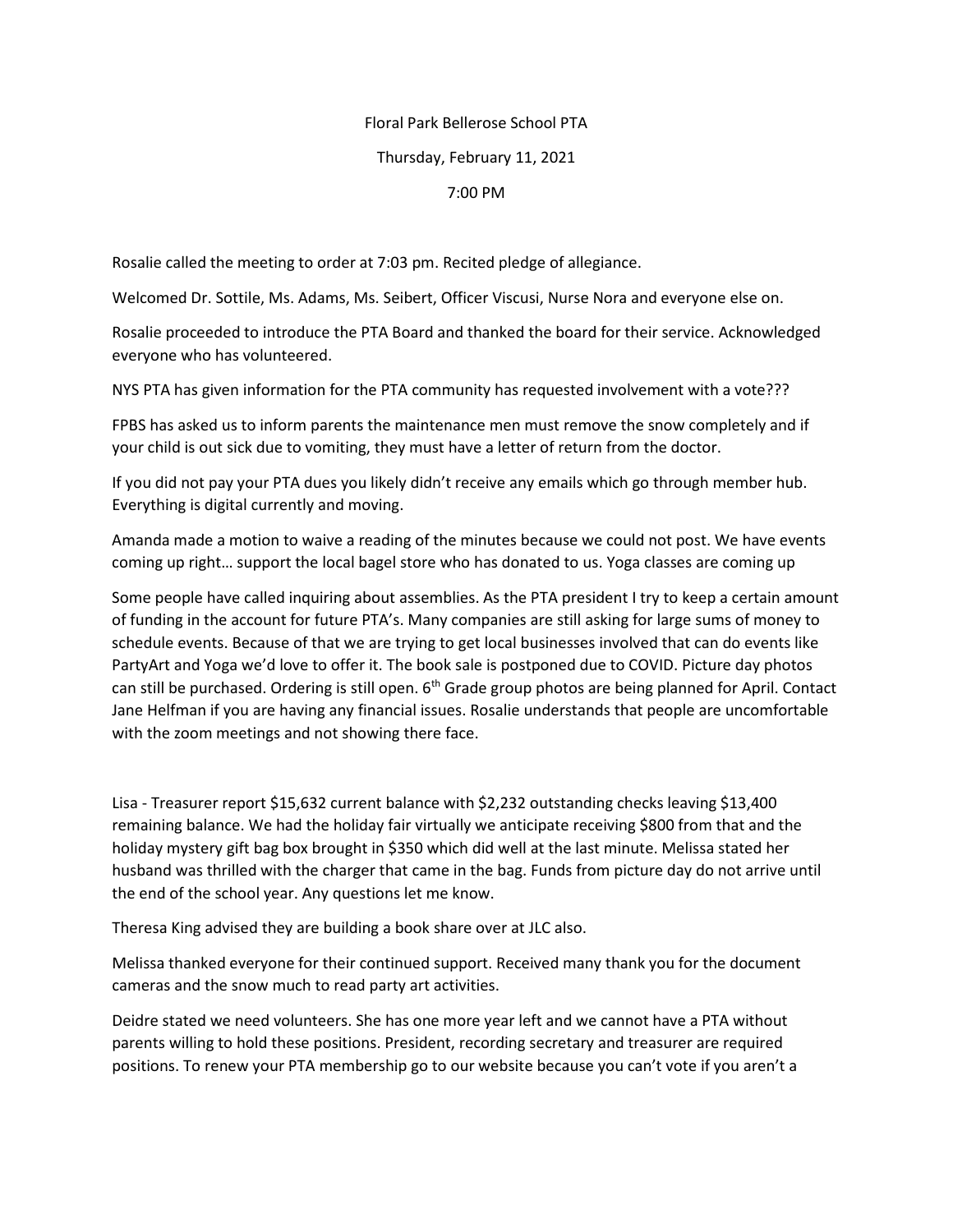Floral Park Bellerose School PTA

Thursday, February 11, 2021

7:00 PM

Rosalie called the meeting to order at 7:03 pm. Recited pledge of allegiance.

Welcomed Dr. Sottile, Ms. Adams, Ms. Seibert, Officer Viscusi, Nurse Nora and everyone else on.

Rosalie proceeded to introduce the PTA Board and thanked the board for their service. Acknowledged everyone who has volunteered.

NYS PTA has given information for the PTA community has requested involvement with a vote???

FPBS has asked us to inform parents the maintenance men must remove the snow completely and if your child is out sick due to vomiting, they must have a letter of return from the doctor.

If you did not pay your PTA dues you likely didn't receive any emails which go through member hub. Everything is digital currently and moving.

Amanda made a motion to waive a reading of the minutes because we could not post. We have events coming up right… support the local bagel store who has donated to us. Yoga classes are coming up

Some people have called inquiring about assemblies. As the PTA president I try to keep a certain amount of funding in the account for future PTA's. Many companies are still asking for large sums of money to schedule events. Because of that we are trying to get local businesses involved that can do events like PartyArt and Yoga we'd love to offer it. The book sale is postponed due to COVID. Picture day photos can still be purchased. Ordering is still open. 6th Grade group photos are being planned for April. Contact Jane Helfman if you are having any financial issues. Rosalie understands that people are uncomfortable with the zoom meetings and not showing there face.

Lisa - Treasurer report $15,632 current balance with $2,232 outstanding checks leaving $13,400 remaining balance. We had the holiday fair virtually we anticipate receiving $800 from that and the holiday mystery gift bag box brought in $350 which did well at the last minute. Melissa stated her husband was thrilled with the charger that came in the bag. Funds from picture day do not arrive until the end of the school year. Any questions let me know.

Theresa King advised they are building a book share over at JLC also.

Melissa thanked everyone for their continued support. Received many thank you for the document cameras and the snow much to read party art activities.

Deidre stated we need volunteers. She has one more year left and we cannot have a PTA without parents willing to hold these positions. President, recording secretary and treasurer are required positions. To renew your PTA membership go to our website because you can't vote if you aren't a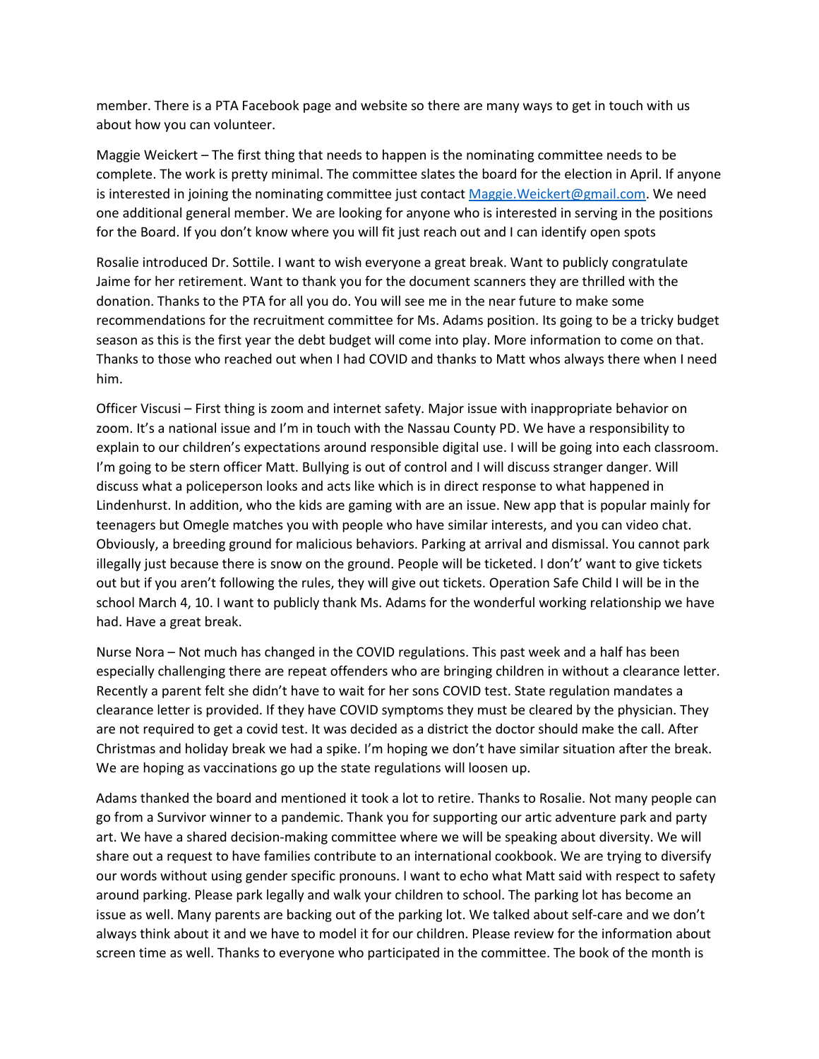member. There is a PTA Facebook page and website so there are many ways to get in touch with us about how you can volunteer.

Maggie Weickert – The first thing that needs to happen is the nominating committee needs to be complete. The work is pretty minimal. The committee slates the board for the election in April. If anyone is interested in joining the nominating committee just contact Maggie.Weickert@gmail.com. We need one additional general member. We are looking for anyone who is interested in serving in the positions for the Board. If you don't know where you will fit just reach out and I can identify open spots

Rosalie introduced Dr. Sottile. I want to wish everyone a great break. Want to publicly congratulate Jaime for her retirement. Want to thank you for the document scanners they are thrilled with the donation. Thanks to the PTA for all you do. You will see me in the near future to make some recommendations for the recruitment committee for Ms. Adams position. Its going to be a tricky budget season as this is the first year the debt budget will come into play. More information to come on that. Thanks to those who reached out when I had COVID and thanks to Matt whos always there when I need him.

Officer Viscusi – First thing is zoom and internet safety. Major issue with inappropriate behavior on zoom. It's a national issue and I'm in touch with the Nassau County PD. We have a responsibility to explain to our children's expectations around responsible digital use. I will be going into each classroom. I'm going to be stern officer Matt. Bullying is out of control and I will discuss stranger danger. Will discuss what a policeperson looks and acts like which is in direct response to what happened in Lindenhurst. In addition, who the kids are gaming with are an issue. New app that is popular mainly for teenagers but Omegle matches you with people who have similar interests, and you can video chat. Obviously, a breeding ground for malicious behaviors. Parking at arrival and dismissal. You cannot park illegally just because there is snow on the ground. People will be ticketed. I don't' want to give tickets out but if you aren't following the rules, they will give out tickets. Operation Safe Child I will be in the school March 4, 10. I want to publicly thank Ms. Adams for the wonderful working relationship we have had. Have a great break.

Nurse Nora – Not much has changed in the COVID regulations. This past week and a half has been especially challenging there are repeat offenders who are bringing children in without a clearance letter. Recently a parent felt she didn't have to wait for her sons COVID test. State regulation mandates a clearance letter is provided. If they have COVID symptoms they must be cleared by the physician. They are not required to get a covid test. It was decided as a district the doctor should make the call. After Christmas and holiday break we had a spike. I'm hoping we don't have similar situation after the break. We are hoping as vaccinations go up the state regulations will loosen up.

Adams thanked the board and mentioned it took a lot to retire. Thanks to Rosalie. Not many people can go from a Survivor winner to a pandemic. Thank you for supporting our artic adventure park and party art. We have a shared decision-making committee where we will be speaking about diversity. We will share out a request to have families contribute to an international cookbook. We are trying to diversify our words without using gender specific pronouns. I want to echo what Matt said with respect to safety around parking. Please park legally and walk your children to school. The parking lot has become an issue as well. Many parents are backing out of the parking lot. We talked about self-care and we don't always think about it and we have to model it for our children. Please review for the information about screen time as well. Thanks to everyone who participated in the committee. The book of the month is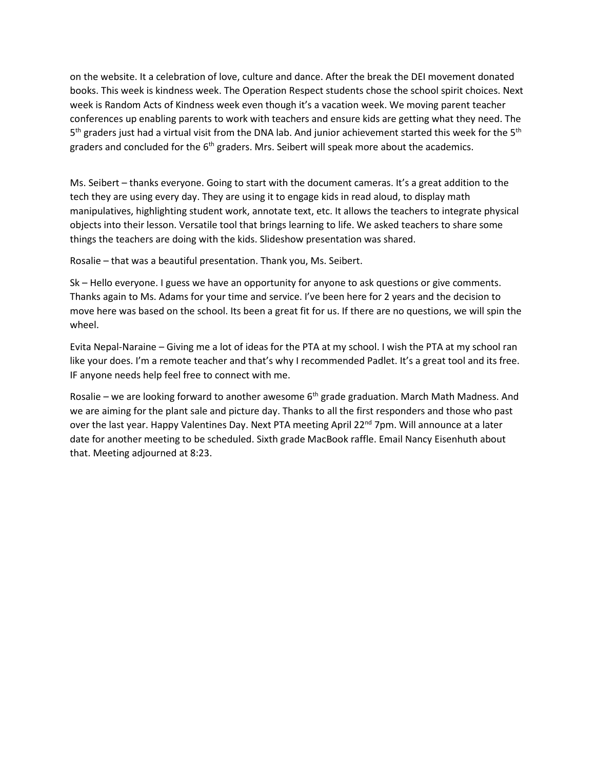on the website. It a celebration of love, culture and dance. After the break the DEI movement donated books. This week is kindness week. The Operation Respect students chose the school spirit choices. Next week is Random Acts of Kindness week even though it's a vacation week. We moving parent teacher conferences up enabling parents to work with teachers and ensure kids are getting what they need. The 5th graders just had a virtual visit from the DNA lab. And junior achievement started this week for the 5th graders and concluded for the 6th graders. Mrs. Seibert will speak more about the academics.

Ms. Seibert – thanks everyone. Going to start with the document cameras. It's a great addition to the tech they are using every day. They are using it to engage kids in read aloud, to display math manipulatives, highlighting student work, annotate text, etc. It allows the teachers to integrate physical objects into their lesson. Versatile tool that brings learning to life. We asked teachers to share some things the teachers are doing with the kids. Slideshow presentation was shared.

Rosalie – that was a beautiful presentation. Thank you, Ms. Seibert.

Sk – Hello everyone. I guess we have an opportunity for anyone to ask questions or give comments. Thanks again to Ms. Adams for your time and service. I've been here for 2 years and the decision to move here was based on the school. Its been a great fit for us. If there are no questions, we will spin the wheel.

Evita Nepal-Naraine – Giving me a lot of ideas for the PTA at my school. I wish the PTA at my school ran like your does. I'm a remote teacher and that's why I recommended Padlet. It's a great tool and its free. IF anyone needs help feel free to connect with me.

Rosalie – we are looking forward to another awesome 6th grade graduation. March Math Madness. And we are aiming for the plant sale and picture day. Thanks to all the first responders and those who past over the last year. Happy Valentines Day. Next PTA meeting April 22nd 7pm. Will announce at a later date for another meeting to be scheduled. Sixth grade MacBook raffle. Email Nancy Eisenhuth about that. Meeting adjourned at 8:23.